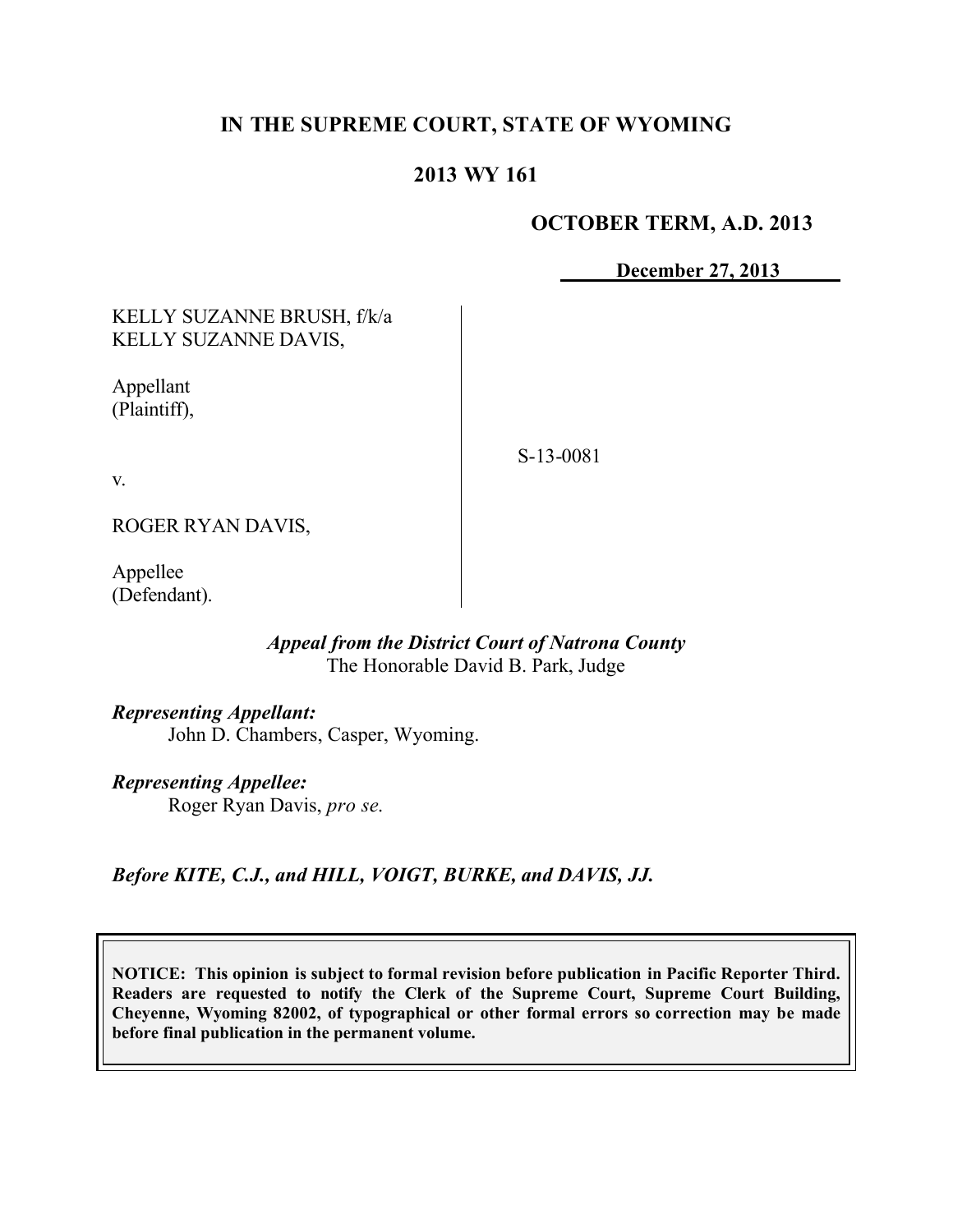# IN THE SUPREME COURT, STATE OF WYOMING

## 2013 WY 161

**OCTOBER TERM, A.D. 2013**

**December 27, 2013**

KELLY SUZANNE BRUSH, f/k/a KELLY SUZANNE DAVIS,

Appellant (Plaintiff),

v.

ROGER RYAN DAVIS,

Appellee (Defendant).

S-13-0081

*Appeal from the District Court of Natrona County*
The Honorable David B. Park, Judge

*Representing Appellant:*
John D. Chambers, Casper, Wyoming.

*Representing Appellee:*
Roger Ryan Davis, *pro se.*

*Before KITE, C.J., and HILL, VOIGT, BURKE, and DAVIS, JJ.*

**NOTICE: This opinion is subject to formal revision before publication in Pacific Reporter Third. Readers are requested to notify the Clerk of the Supreme Court, Supreme Court Building, Cheyenne, Wyoming 82002, of typographical or other formal errors so correction may be made before final publication in the permanent volume.**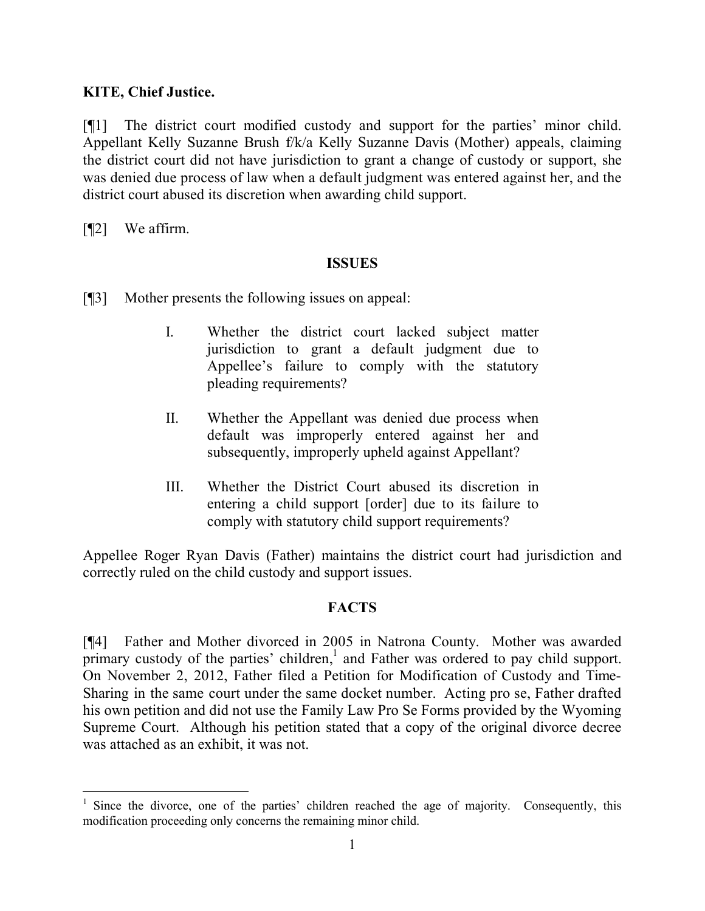**KITE, Chief Justice.**

[¶1] The district court modified custody and support for the parties' minor child. Appellant Kelly Suzanne Brush f/k/a Kelly Suzanne Davis (Mother) appeals, claiming the district court did not have jurisdiction to grant a change of custody or support, she was denied due process of law when a default judgment was entered against her, and the district court abused its discretion when awarding child support.

[¶2] We affirm.

## ISSUES

[¶3] Mother presents the following issues on appeal:

> I. Whether the district court lacked subject matter jurisdiction to grant a default judgment due to Appellee's failure to comply with the statutory pleading requirements?
>
> II. Whether the Appellant was denied due process when default was improperly entered against her and subsequently, improperly upheld against Appellant?
>
> III. Whether the District Court abused its discretion in entering a child support [order] due to its failure to comply with statutory child support requirements?

Appellee Roger Ryan Davis (Father) maintains the district court had jurisdiction and correctly ruled on the child custody and support issues.

## FACTS

[¶4] Father and Mother divorced in 2005 in Natrona County. Mother was awarded primary custody of the parties' children,[1] and Father was ordered to pay child support. On November 2, 2012, Father filed a Petition for Modification of Custody and Time-Sharing in the same court under the same docket number. Acting pro se, Father drafted his own petition and did not use the Family Law Pro Se Forms provided by the Wyoming Supreme Court. Although his petition stated that a copy of the original divorce decree was attached as an exhibit, it was not.

---

[1] Since the divorce, one of the parties' children reached the age of majority. Consequently, this modification proceeding only concerns the remaining minor child.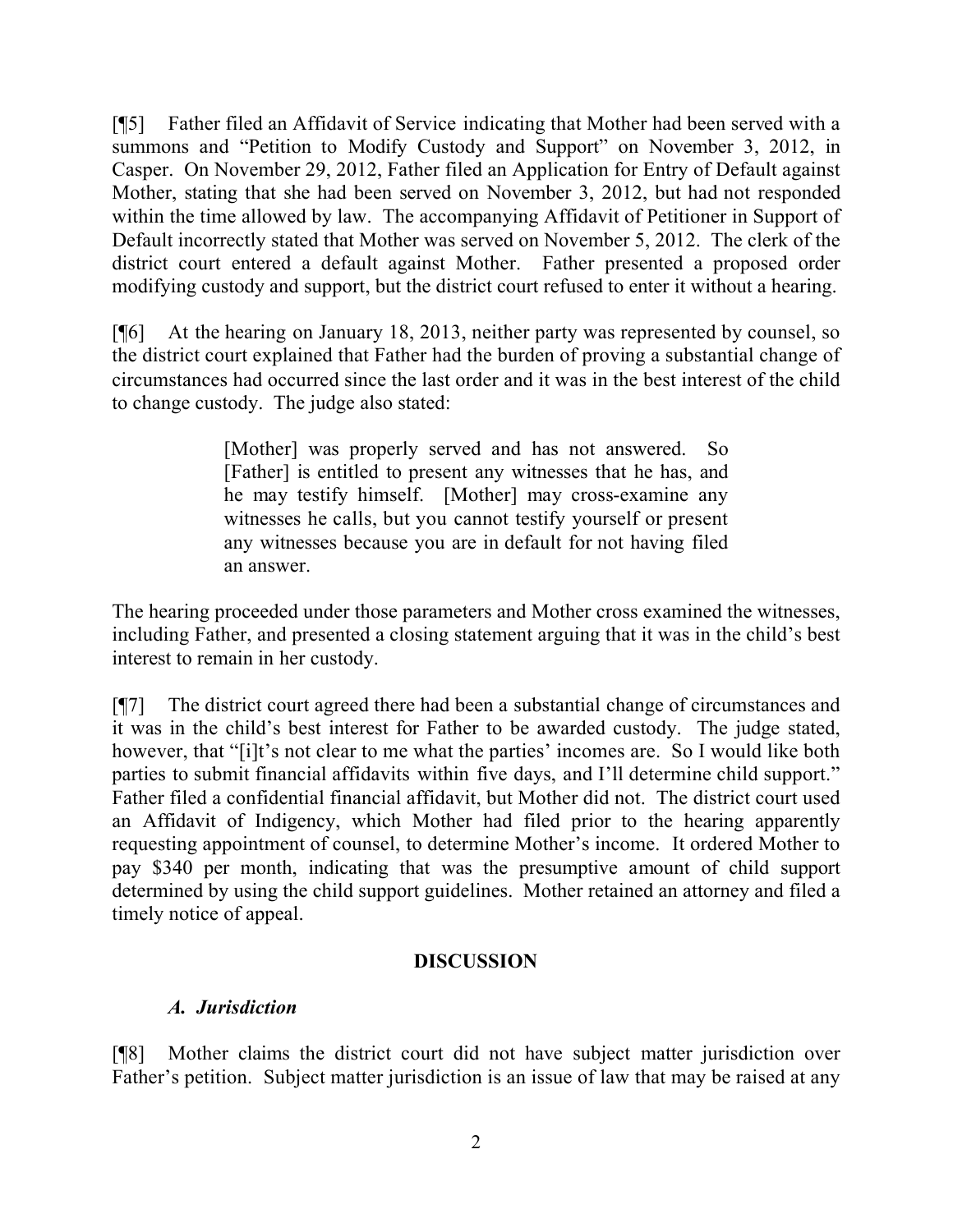[¶5] Father filed an Affidavit of Service indicating that Mother had been served with a summons and "Petition to Modify Custody and Support" on November 3, 2012, in Casper. On November 29, 2012, Father filed an Application for Entry of Default against Mother, stating that she had been served on November 3, 2012, but had not responded within the time allowed by law. The accompanying Affidavit of Petitioner in Support of Default incorrectly stated that Mother was served on November 5, 2012. The clerk of the district court entered a default against Mother. Father presented a proposed order modifying custody and support, but the district court refused to enter it without a hearing.

[¶6] At the hearing on January 18, 2013, neither party was represented by counsel, so the district court explained that Father had the burden of proving a substantial change of circumstances had occurred since the last order and it was in the best interest of the child to change custody. The judge also stated:

> [Mother] was properly served and has not answered. So [Father] is entitled to present any witnesses that he has, and he may testify himself. [Mother] may cross-examine any witnesses he calls, but you cannot testify yourself or present any witnesses because you are in default for not having filed an answer.

The hearing proceeded under those parameters and Mother cross examined the witnesses, including Father, and presented a closing statement arguing that it was in the child's best interest to remain in her custody.

[¶7] The district court agreed there had been a substantial change of circumstances and it was in the child's best interest for Father to be awarded custody. The judge stated, however, that "[i]t's not clear to me what the parties' incomes are. So I would like both parties to submit financial affidavits within five days, and I'll determine child support." Father filed a confidential financial affidavit, but Mother did not. The district court used an Affidavit of Indigency, which Mother had filed prior to the hearing apparently requesting appointment of counsel, to determine Mother's income. It ordered Mother to pay $340 per month, indicating that was the presumptive amount of child support determined by using the child support guidelines. Mother retained an attorney and filed a timely notice of appeal.

## DISCUSSION

### *A. Jurisdiction*

[¶8] Mother claims the district court did not have subject matter jurisdiction over Father's petition. Subject matter jurisdiction is an issue of law that may be raised at any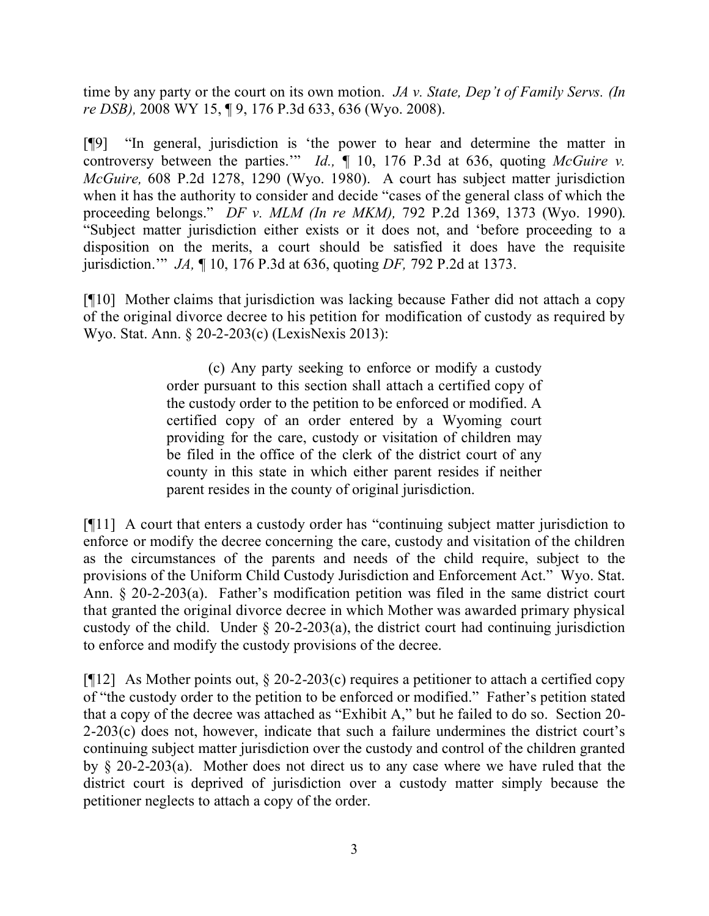time by any party or the court on its own motion. *JA v. State, Dep't of Family Servs. (In re DSB),* 2008 WY 15, ¶ 9, 176 P.3d 633, 636 (Wyo. 2008).

[¶9] "In general, jurisdiction is 'the power to hear and determine the matter in controversy between the parties.'" *Id.,* ¶ 10, 176 P.3d at 636, quoting *McGuire v. McGuire,* 608 P.2d 1278, 1290 (Wyo. 1980). A court has subject matter jurisdiction when it has the authority to consider and decide "cases of the general class of which the proceeding belongs." *DF v. MLM (In re MKM),* 792 P.2d 1369, 1373 (Wyo. 1990). "Subject matter jurisdiction either exists or it does not, and 'before proceeding to a disposition on the merits, a court should be satisfied it does have the requisite jurisdiction.'" *JA,* ¶ 10, 176 P.3d at 636, quoting *DF,* 792 P.2d at 1373.

[¶10] Mother claims that jurisdiction was lacking because Father did not attach a copy of the original divorce decree to his petition for modification of custody as required by Wyo. Stat. Ann. § 20-2-203(c) (LexisNexis 2013):

> (c) Any party seeking to enforce or modify a custody order pursuant to this section shall attach a certified copy of the custody order to the petition to be enforced or modified. A certified copy of an order entered by a Wyoming court providing for the care, custody or visitation of children may be filed in the office of the clerk of the district court of any county in this state in which either parent resides if neither parent resides in the county of original jurisdiction.

[¶11] A court that enters a custody order has "continuing subject matter jurisdiction to enforce or modify the decree concerning the care, custody and visitation of the children as the circumstances of the parents and needs of the child require, subject to the provisions of the Uniform Child Custody Jurisdiction and Enforcement Act." Wyo. Stat. Ann. § 20-2-203(a). Father's modification petition was filed in the same district court that granted the original divorce decree in which Mother was awarded primary physical custody of the child. Under § 20-2-203(a), the district court had continuing jurisdiction to enforce and modify the custody provisions of the decree.

[¶12] As Mother points out, § 20-2-203(c) requires a petitioner to attach a certified copy of "the custody order to the petition to be enforced or modified." Father's petition stated that a copy of the decree was attached as "Exhibit A," but he failed to do so. Section 20-2-203(c) does not, however, indicate that such a failure undermines the district court's continuing subject matter jurisdiction over the custody and control of the children granted by § 20-2-203(a). Mother does not direct us to any case where we have ruled that the district court is deprived of jurisdiction over a custody matter simply because the petitioner neglects to attach a copy of the order.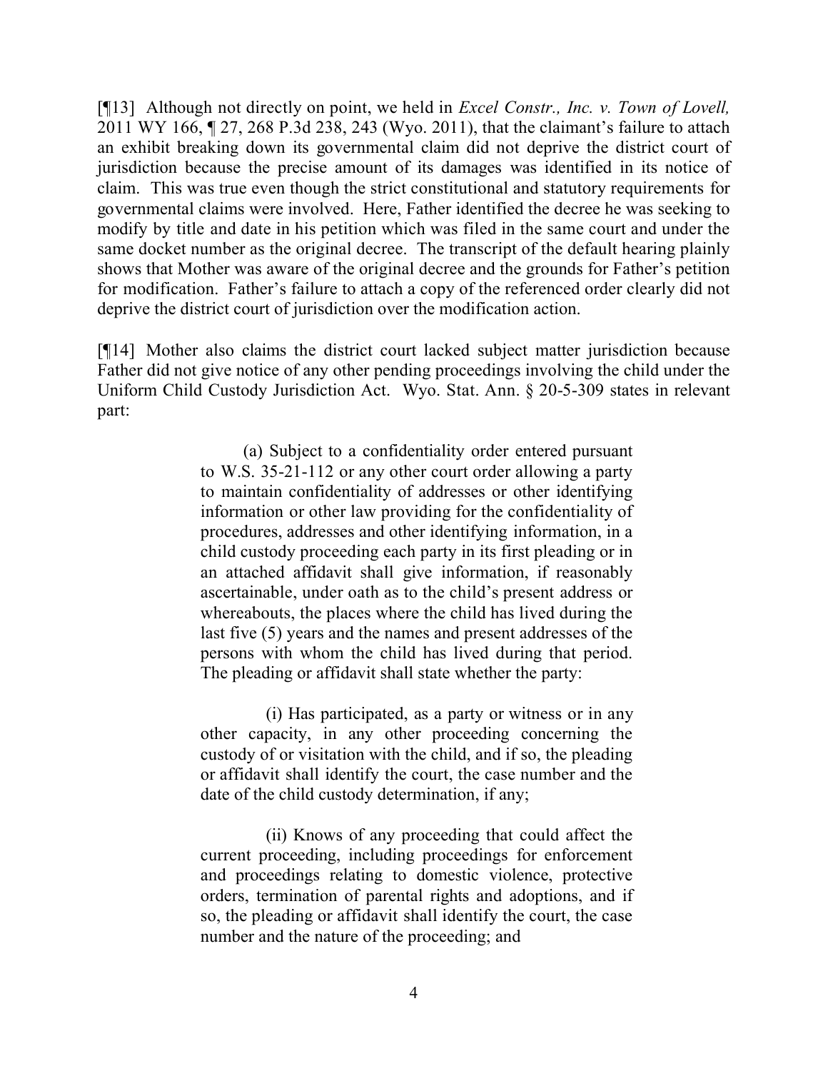[¶13] Although not directly on point, we held in *Excel Constr., Inc. v. Town of Lovell,* 2011 WY 166, ¶ 27, 268 P.3d 238, 243 (Wyo. 2011), that the claimant's failure to attach an exhibit breaking down its governmental claim did not deprive the district court of jurisdiction because the precise amount of its damages was identified in its notice of claim. This was true even though the strict constitutional and statutory requirements for governmental claims were involved. Here, Father identified the decree he was seeking to modify by title and date in his petition which was filed in the same court and under the same docket number as the original decree. The transcript of the default hearing plainly shows that Mother was aware of the original decree and the grounds for Father's petition for modification. Father's failure to attach a copy of the referenced order clearly did not deprive the district court of jurisdiction over the modification action.

[¶14] Mother also claims the district court lacked subject matter jurisdiction because Father did not give notice of any other pending proceedings involving the child under the Uniform Child Custody Jurisdiction Act. Wyo. Stat. Ann. § 20-5-309 states in relevant part:

> (a) Subject to a confidentiality order entered pursuant to W.S. 35-21-112 or any other court order allowing a party to maintain confidentiality of addresses or other identifying information or other law providing for the confidentiality of procedures, addresses and other identifying information, in a child custody proceeding each party in its first pleading or in an attached affidavit shall give information, if reasonably ascertainable, under oath as to the child's present address or whereabouts, the places where the child has lived during the last five (5) years and the names and present addresses of the persons with whom the child has lived during that period. The pleading or affidavit shall state whether the party:
>
> (i) Has participated, as a party or witness or in any other capacity, in any other proceeding concerning the custody of or visitation with the child, and if so, the pleading or affidavit shall identify the court, the case number and the date of the child custody determination, if any;
>
> (ii) Knows of any proceeding that could affect the current proceeding, including proceedings for enforcement and proceedings relating to domestic violence, protective orders, termination of parental rights and adoptions, and if so, the pleading or affidavit shall identify the court, the case number and the nature of the proceeding; and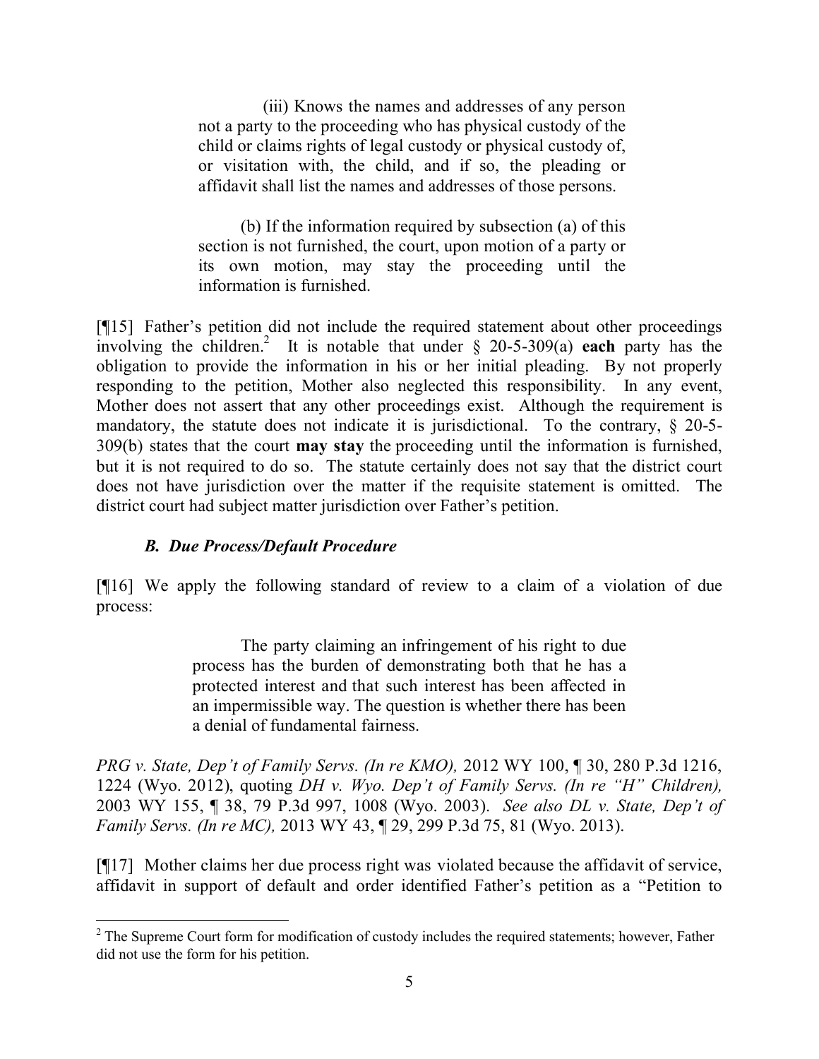(iii) Knows the names and addresses of any person not a party to the proceeding who has physical custody of the child or claims rights of legal custody or physical custody of, or visitation with, the child, and if so, the pleading or affidavit shall list the names and addresses of those persons.

(b) If the information required by subsection (a) of this section is not furnished, the court, upon motion of a party or its own motion, may stay the proceeding until the information is furnished.

[¶15] Father's petition did not include the required statement about other proceedings involving the children.[2] It is notable that under § 20-5-309(a) **each** party has the obligation to provide the information in his or her initial pleading. By not properly responding to the petition, Mother also neglected this responsibility. In any event, Mother does not assert that any other proceedings exist. Although the requirement is mandatory, the statute does not indicate it is jurisdictional. To the contrary, § 20-5-309(b) states that the court **may stay** the proceeding until the information is furnished, but it is not required to do so. The statute certainly does not say that the district court does not have jurisdiction over the matter if the requisite statement is omitted. The district court had subject matter jurisdiction over Father's petition.

### *B. Due Process/Default Procedure*

[¶16] We apply the following standard of review to a claim of a violation of due process:

> The party claiming an infringement of his right to due process has the burden of demonstrating both that he has a protected interest and that such interest has been affected in an impermissible way. The question is whether there has been a denial of fundamental fairness.

*PRG v. State, Dep't of Family Servs. (In re KMO),* 2012 WY 100, ¶ 30, 280 P.3d 1216, 1224 (Wyo. 2012), quoting *DH v. Wyo. Dep't of Family Servs. (In re "H" Children),* 2003 WY 155, ¶ 38, 79 P.3d 997, 1008 (Wyo. 2003). *See also DL v. State, Dep't of Family Servs. (In re MC),* 2013 WY 43, ¶ 29, 299 P.3d 75, 81 (Wyo. 2013).

[¶17] Mother claims her due process right was violated because the affidavit of service, affidavit in support of default and order identified Father's petition as a "Petition to

---

[2] The Supreme Court form for modification of custody includes the required statements; however, Father did not use the form for his petition.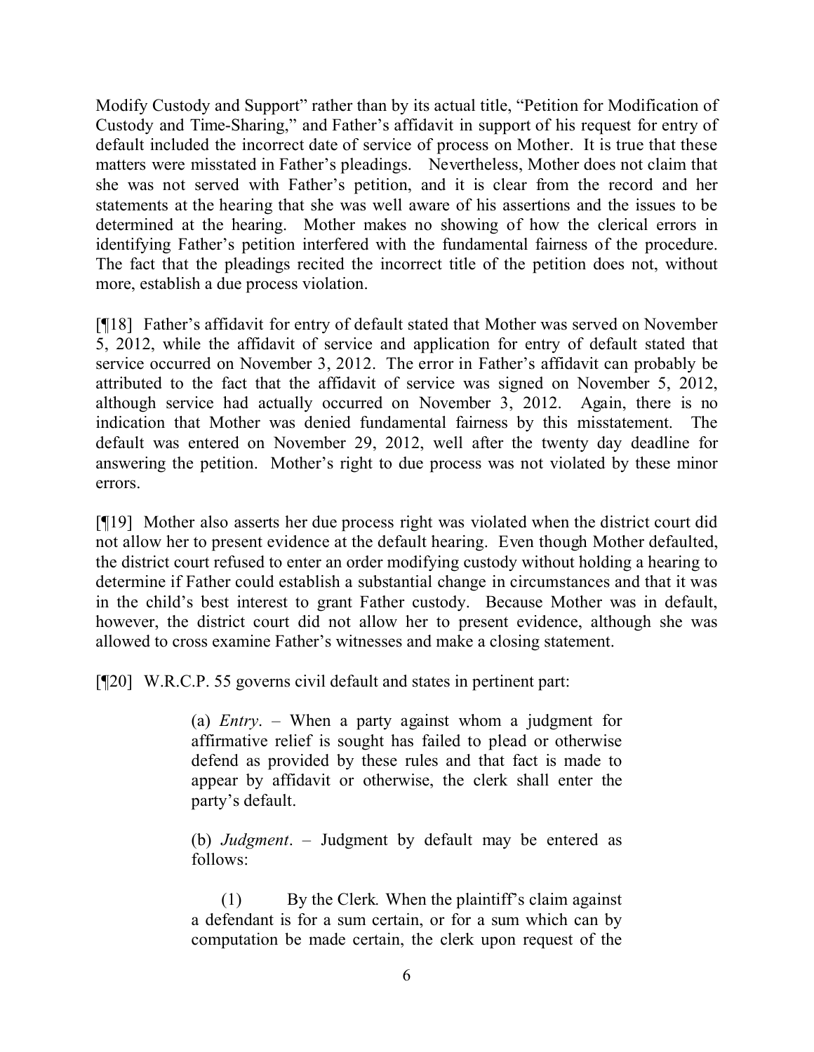Modify Custody and Support" rather than by its actual title, "Petition for Modification of Custody and Time-Sharing," and Father's affidavit in support of his request for entry of default included the incorrect date of service of process on Mother. It is true that these matters were misstated in Father's pleadings. Nevertheless, Mother does not claim that she was not served with Father's petition, and it is clear from the record and her statements at the hearing that she was well aware of his assertions and the issues to be determined at the hearing. Mother makes no showing of how the clerical errors in identifying Father's petition interfered with the fundamental fairness of the procedure. The fact that the pleadings recited the incorrect title of the petition does not, without more, establish a due process violation.

[¶18] Father's affidavit for entry of default stated that Mother was served on November 5, 2012, while the affidavit of service and application for entry of default stated that service occurred on November 3, 2012. The error in Father's affidavit can probably be attributed to the fact that the affidavit of service was signed on November 5, 2012, although service had actually occurred on November 3, 2012. Again, there is no indication that Mother was denied fundamental fairness by this misstatement. The default was entered on November 29, 2012, well after the twenty day deadline for answering the petition. Mother's right to due process was not violated by these minor errors.

[¶19] Mother also asserts her due process right was violated when the district court did not allow her to present evidence at the default hearing. Even though Mother defaulted, the district court refused to enter an order modifying custody without holding a hearing to determine if Father could establish a substantial change in circumstances and that it was in the child's best interest to grant Father custody. Because Mother was in default, however, the district court did not allow her to present evidence, although she was allowed to cross examine Father's witnesses and make a closing statement.

[¶20] W.R.C.P. 55 governs civil default and states in pertinent part:

> (a) *Entry*. – When a party against whom a judgment for affirmative relief is sought has failed to plead or otherwise defend as provided by these rules and that fact is made to appear by affidavit or otherwise, the clerk shall enter the party's default.
>
> (b) *Judgment*. – Judgment by default may be entered as follows:
>
> (1) By the Clerk. When the plaintiff's claim against a defendant is for a sum certain, or for a sum which can by computation be made certain, the clerk upon request of the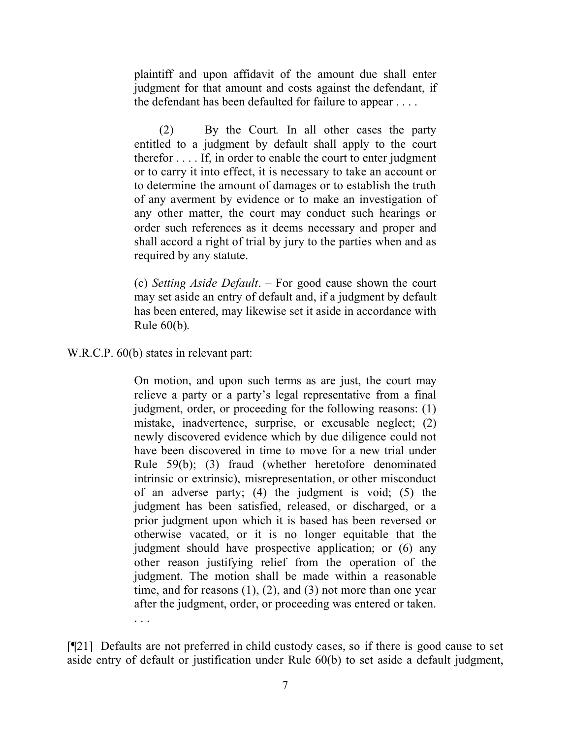> plaintiff and upon affidavit of the amount due shall enter judgment for that amount and costs against the defendant, if the defendant has been defaulted for failure to appear . . . .
>
> (2) By the Court. In all other cases the party entitled to a judgment by default shall apply to the court therefor . . . . If, in order to enable the court to enter judgment or to carry it into effect, it is necessary to take an account or to determine the amount of damages or to establish the truth of any averment by evidence or to make an investigation of any other matter, the court may conduct such hearings or order such references as it deems necessary and proper and shall accord a right of trial by jury to the parties when and as required by any statute.
>
> (c) *Setting Aside Default*. – For good cause shown the court may set aside an entry of default and, if a judgment by default has been entered, may likewise set it aside in accordance with Rule 60(b).

W.R.C.P. 60(b) states in relevant part:

> On motion, and upon such terms as are just, the court may relieve a party or a party's legal representative from a final judgment, order, or proceeding for the following reasons: (1) mistake, inadvertence, surprise, or excusable neglect; (2) newly discovered evidence which by due diligence could not have been discovered in time to move for a new trial under Rule 59(b); (3) fraud (whether heretofore denominated intrinsic or extrinsic), misrepresentation, or other misconduct of an adverse party; (4) the judgment is void; (5) the judgment has been satisfied, released, or discharged, or a prior judgment upon which it is based has been reversed or otherwise vacated, or it is no longer equitable that the judgment should have prospective application; or (6) any other reason justifying relief from the operation of the judgment. The motion shall be made within a reasonable time, and for reasons (1), (2), and (3) not more than one year after the judgment, order, or proceeding was entered or taken. . . .

[¶21] Defaults are not preferred in child custody cases, so if there is good cause to set aside entry of default or justification under Rule 60(b) to set aside a default judgment,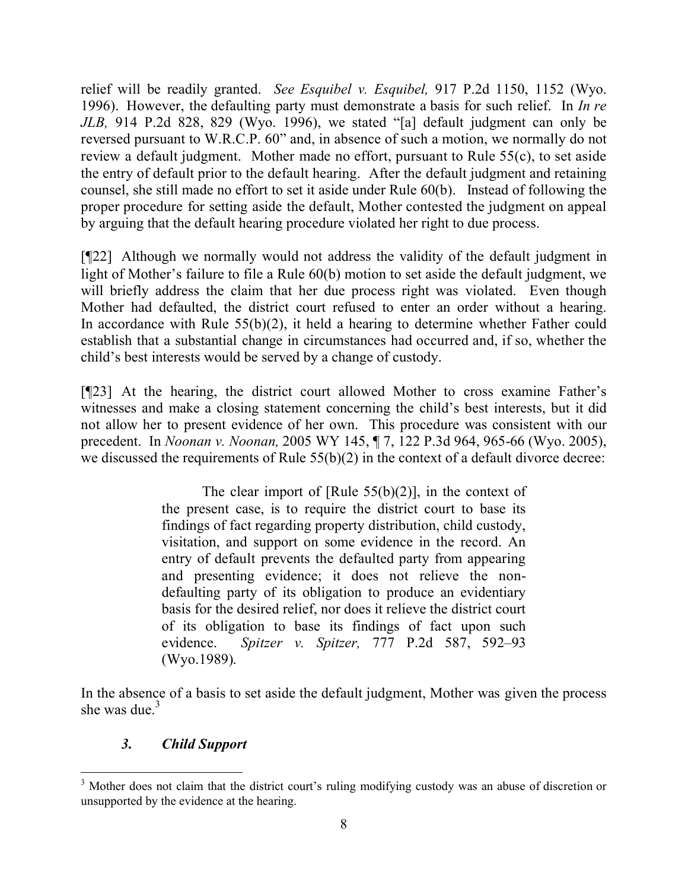relief will be readily granted. *See Esquibel v. Esquibel,* 917 P.2d 1150, 1152 (Wyo. 1996). However, the defaulting party must demonstrate a basis for such relief. In *In re JLB,* 914 P.2d 828, 829 (Wyo. 1996), we stated "[a] default judgment can only be reversed pursuant to W.R.C.P. 60" and, in absence of such a motion, we normally do not review a default judgment. Mother made no effort, pursuant to Rule 55(c), to set aside the entry of default prior to the default hearing. After the default judgment and retaining counsel, she still made no effort to set it aside under Rule 60(b). Instead of following the proper procedure for setting aside the default, Mother contested the judgment on appeal by arguing that the default hearing procedure violated her right to due process.

[¶22] Although we normally would not address the validity of the default judgment in light of Mother's failure to file a Rule 60(b) motion to set aside the default judgment, we will briefly address the claim that her due process right was violated. Even though Mother had defaulted, the district court refused to enter an order without a hearing. In accordance with Rule 55(b)(2), it held a hearing to determine whether Father could establish that a substantial change in circumstances had occurred and, if so, whether the child's best interests would be served by a change of custody.

[¶23] At the hearing, the district court allowed Mother to cross examine Father's witnesses and make a closing statement concerning the child's best interests, but it did not allow her to present evidence of her own. This procedure was consistent with our precedent. In *Noonan v. Noonan,* 2005 WY 145, ¶ 7, 122 P.3d 964, 965-66 (Wyo. 2005), we discussed the requirements of Rule 55(b)(2) in the context of a default divorce decree:

> The clear import of [Rule 55(b)(2)], in the context of the present case, is to require the district court to base its findings of fact regarding property distribution, child custody, visitation, and support on some evidence in the record. An entry of default prevents the defaulted party from appearing and presenting evidence; it does not relieve the non-defaulting party of its obligation to produce an evidentiary basis for the desired relief, nor does it relieve the district court of its obligation to base its findings of fact upon such evidence. *Spitzer v. Spitzer,* 777 P.2d 587, 592–93 (Wyo.1989).

In the absence of a basis to set aside the default judgment, Mother was given the process she was due.[3]

### *3. Child Support*

---

[3] Mother does not claim that the district court's ruling modifying custody was an abuse of discretion or unsupported by the evidence at the hearing.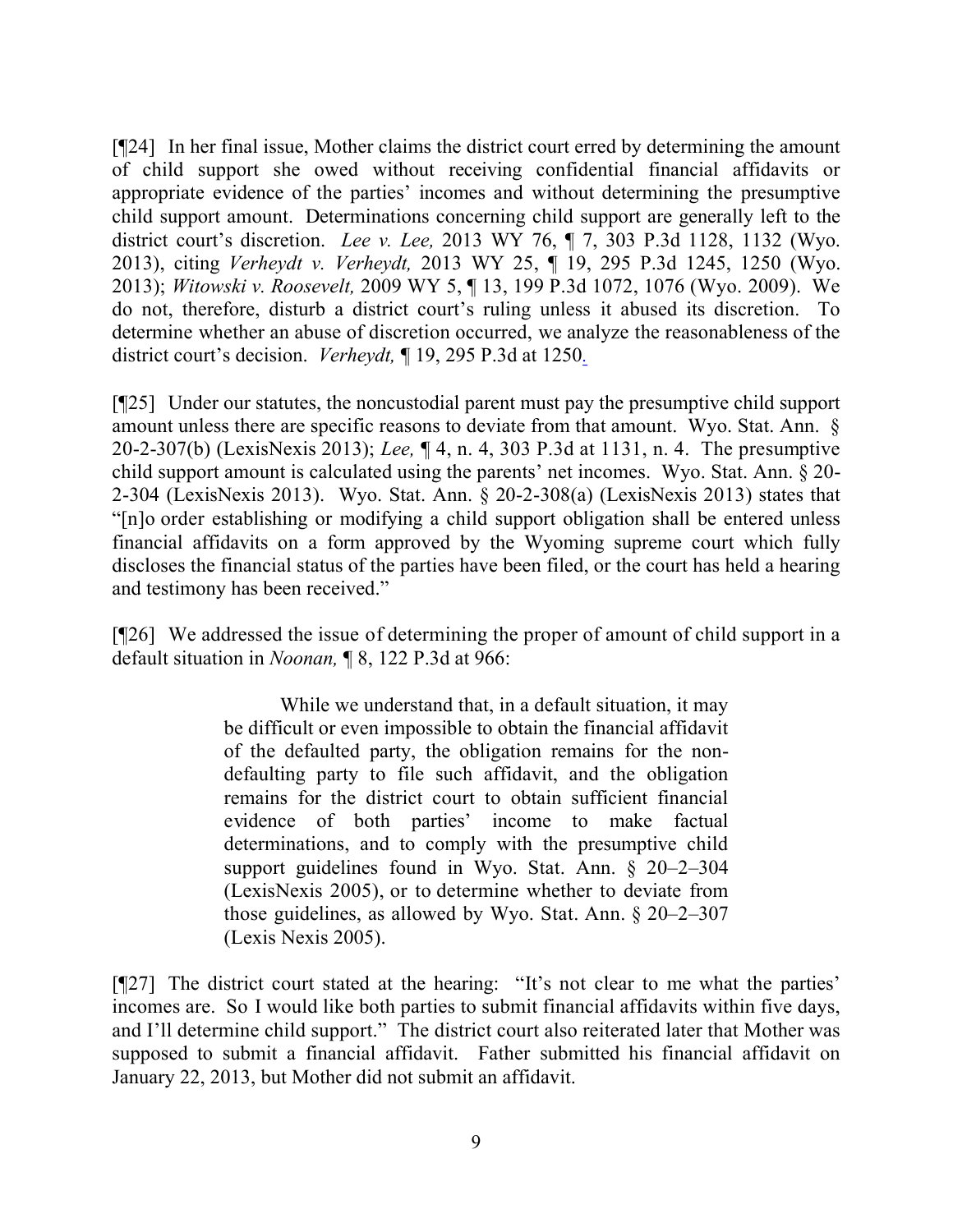[¶24] In her final issue, Mother claims the district court erred by determining the amount of child support she owed without receiving confidential financial affidavits or appropriate evidence of the parties' incomes and without determining the presumptive child support amount. Determinations concerning child support are generally left to the district court's discretion. *Lee v. Lee,* 2013 WY 76, ¶ 7, 303 P.3d 1128, 1132 (Wyo. 2013), citing *Verheydt v. Verheydt,* 2013 WY 25, ¶ 19, 295 P.3d 1245, 1250 (Wyo. 2013); *Witowski v. Roosevelt,* 2009 WY 5, ¶ 13, 199 P.3d 1072, 1076 (Wyo. 2009). We do not, therefore, disturb a district court's ruling unless it abused its discretion. To determine whether an abuse of discretion occurred, we analyze the reasonableness of the district court's decision. *Verheydt,* ¶ 19, 295 P.3d at 1250.

[¶25] Under our statutes, the noncustodial parent must pay the presumptive child support amount unless there are specific reasons to deviate from that amount. Wyo. Stat. Ann. § 20-2-307(b) (LexisNexis 2013); *Lee,* ¶ 4, n. 4, 303 P.3d at 1131, n. 4. The presumptive child support amount is calculated using the parents' net incomes. Wyo. Stat. Ann. § 20-2-304 (LexisNexis 2013). Wyo. Stat. Ann. § 20-2-308(a) (LexisNexis 2013) states that "[n]o order establishing or modifying a child support obligation shall be entered unless financial affidavits on a form approved by the Wyoming supreme court which fully discloses the financial status of the parties have been filed, or the court has held a hearing and testimony has been received."

[¶26] We addressed the issue of determining the proper of amount of child support in a default situation in *Noonan,* ¶ 8, 122 P.3d at 966:

> While we understand that, in a default situation, it may be difficult or even impossible to obtain the financial affidavit of the defaulted party, the obligation remains for the non-defaulting party to file such affidavit, and the obligation remains for the district court to obtain sufficient financial evidence of both parties' income to make factual determinations, and to comply with the presumptive child support guidelines found in Wyo. Stat. Ann. § 20–2–304 (LexisNexis 2005), or to determine whether to deviate from those guidelines, as allowed by Wyo. Stat. Ann. § 20–2–307 (Lexis Nexis 2005).

[¶27] The district court stated at the hearing: "It's not clear to me what the parties' incomes are. So I would like both parties to submit financial affidavits within five days, and I'll determine child support." The district court also reiterated later that Mother was supposed to submit a financial affidavit. Father submitted his financial affidavit on January 22, 2013, but Mother did not submit an affidavit.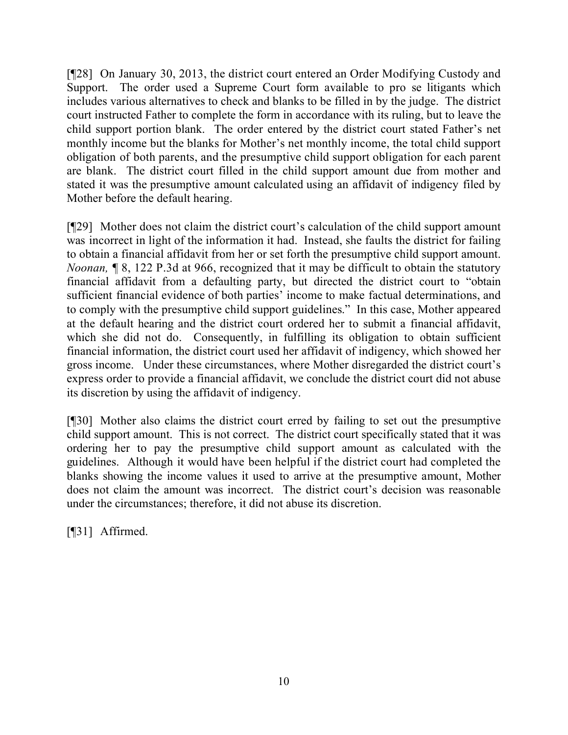[¶28] On January 30, 2013, the district court entered an Order Modifying Custody and Support. The order used a Supreme Court form available to pro se litigants which includes various alternatives to check and blanks to be filled in by the judge. The district court instructed Father to complete the form in accordance with its ruling, but to leave the child support portion blank. The order entered by the district court stated Father's net monthly income but the blanks for Mother's net monthly income, the total child support obligation of both parents, and the presumptive child support obligation for each parent are blank. The district court filled in the child support amount due from mother and stated it was the presumptive amount calculated using an affidavit of indigency filed by Mother before the default hearing.

[¶29] Mother does not claim the district court's calculation of the child support amount was incorrect in light of the information it had. Instead, she faults the district for failing to obtain a financial affidavit from her or set forth the presumptive child support amount. *Noonan,* ¶ 8, 122 P.3d at 966, recognized that it may be difficult to obtain the statutory financial affidavit from a defaulting party, but directed the district court to "obtain sufficient financial evidence of both parties' income to make factual determinations, and to comply with the presumptive child support guidelines." In this case, Mother appeared at the default hearing and the district court ordered her to submit a financial affidavit, which she did not do. Consequently, in fulfilling its obligation to obtain sufficient financial information, the district court used her affidavit of indigency, which showed her gross income. Under these circumstances, where Mother disregarded the district court's express order to provide a financial affidavit, we conclude the district court did not abuse its discretion by using the affidavit of indigency.

[¶30] Mother also claims the district court erred by failing to set out the presumptive child support amount. This is not correct. The district court specifically stated that it was ordering her to pay the presumptive child support amount as calculated with the guidelines. Although it would have been helpful if the district court had completed the blanks showing the income values it used to arrive at the presumptive amount, Mother does not claim the amount was incorrect. The district court's decision was reasonable under the circumstances; therefore, it did not abuse its discretion.

[¶31] Affirmed.